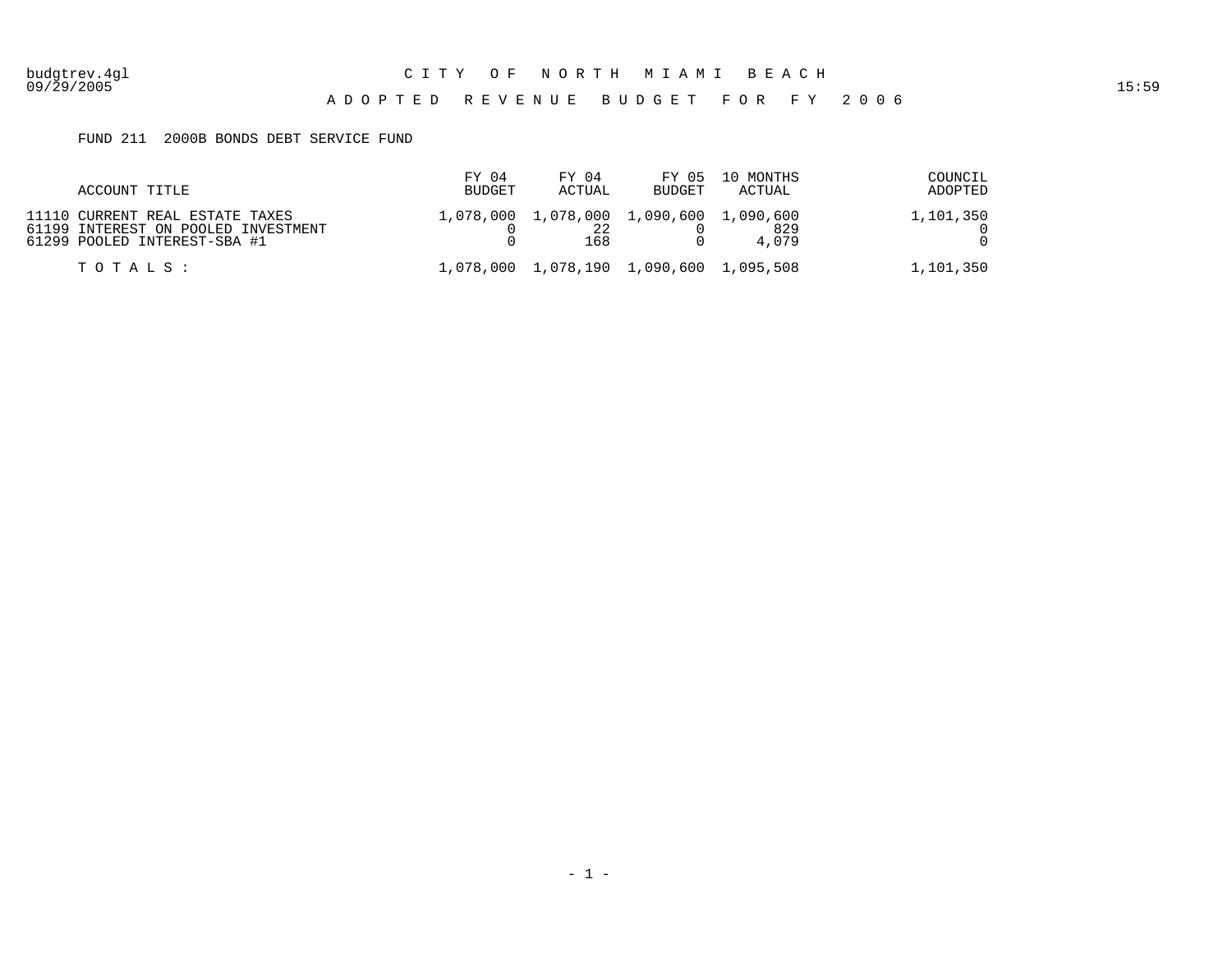budgtrev.4gl
09/29/2005

# C I T Y O F N O R T H M I A M I B E A C H

15:59

## A D O P T E D R E V E N U E B U D G E T F O R F Y 2 0 0 6

FUND 211 2000B BONDS DEBT SERVICE FUND

| ACCOUNT TITLE | FY 04 BUDGET | FY 04 ACTUAL | FY 05 BUDGET | 10 MONTHS ACTUAL | COUNCIL ADOPTED |
|---|---|---|---|---|---|
| 11110 CURRENT REAL ESTATE TAXES | 1,078,000 | 1,078,000 | 1,090,600 | 1,090,600 | 1,101,350 |
| 61199 INTEREST ON POOLED INVESTMENT | 0 | 22 | 0 | 829 | 0 |
| 61299 POOLED INTEREST-SBA #1 | 0 | 168 | 0 | 4,079 | 0 |
| T O T A L S : | 1,078,000 | 1,078,190 | 1,090,600 | 1,095,508 | 1,101,350 |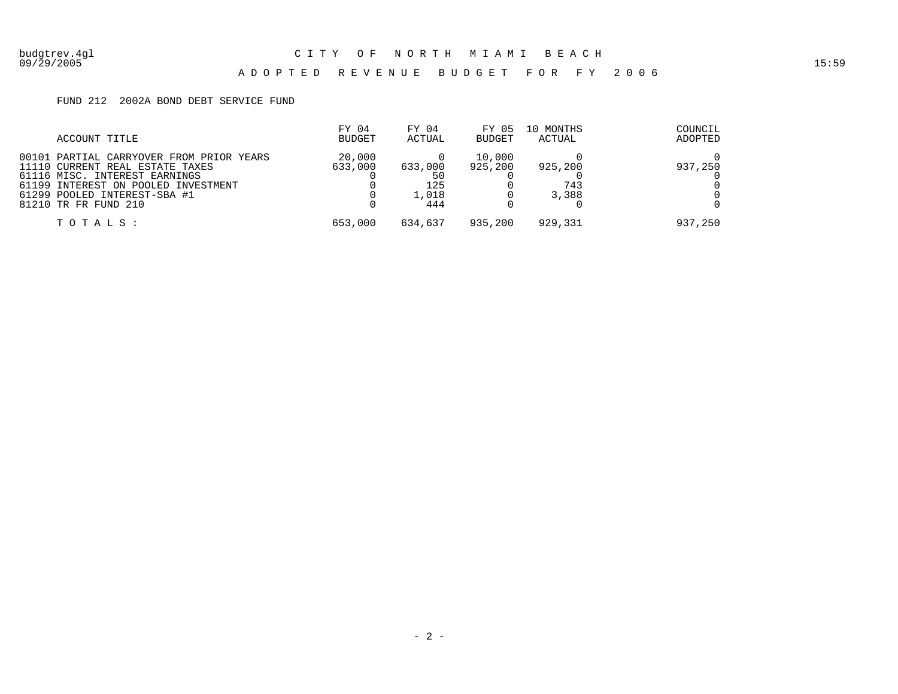budgtrev.4gl CITY OF NORTH MIAMI BEACH
09/29/2005 15:59

# ADOPTED REVENUE BUDGET FOR FY 2006

FUND 212 2002A BOND DEBT SERVICE FUND

| ACCOUNT TITLE | FY 04 BUDGET | FY 04 ACTUAL | FY 05 BUDGET | 10 MONTHS ACTUAL | COUNCIL ADOPTED |
|---|---|---|---|---|---|
| 00101 PARTIAL CARRYOVER FROM PRIOR YEARS | 20,000 | 0 | 10,000 | 0 | 0 |
| 11110 CURRENT REAL ESTATE TAXES | 633,000 | 633,000 | 925,200 | 925,200 | 937,250 |
| 61116 MISC. INTEREST EARNINGS | 0 | 50 | 0 | 0 | 0 |
| 61199 INTEREST ON POOLED INVESTMENT | 0 | 125 | 0 | 743 | 0 |
| 61299 POOLED INTEREST-SBA #1 | 0 | 1,018 | 0 | 3,388 | 0 |
| 81210 TR FR FUND 210 | 0 | 444 | 0 | 0 | 0 |
| TOTALS: | 653,000 | 634,637 | 935,200 | 929,331 | 937,250 |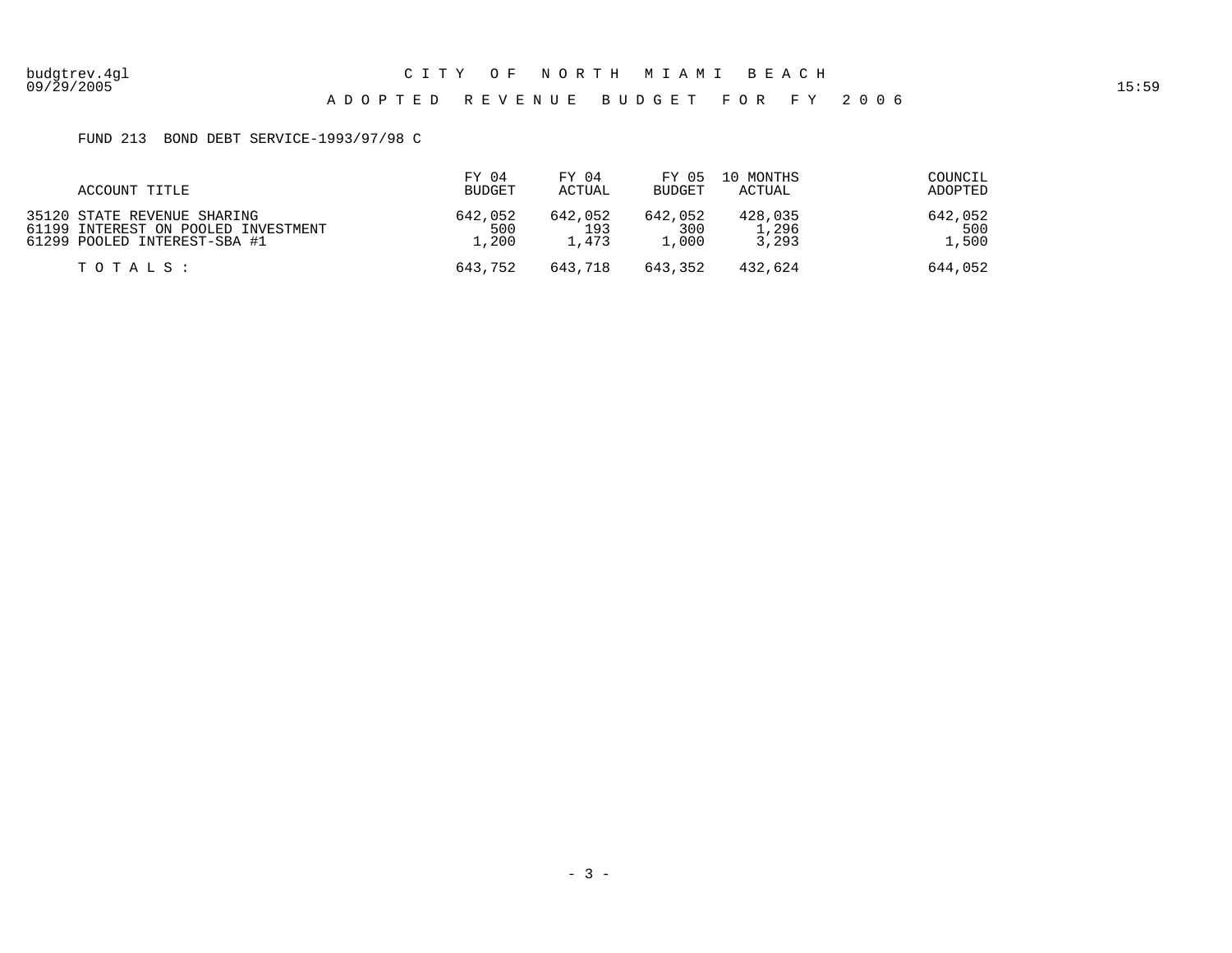# CITY OF NORTH MIAMI BEACH

## ADOPTED REVENUE BUDGET FOR FY 2006

FUND 213 BOND DEBT SERVICE-1993/97/98 C

| ACCOUNT TITLE | FY 04 BUDGET | FY 04 ACTUAL | FY 05 BUDGET | 10 MONTHS ACTUAL | COUNCIL ADOPTED |
|---|---|---|---|---|---|
| 35120 STATE REVENUE SHARING | 642,052 | 642,052 | 642,052 | 428,035 | 642,052 |
| 61199 INTEREST ON POOLED INVESTMENT | 500 | 193 | 300 | 1,296 | 500 |
| 61299 POOLED INTEREST-SBA #1 | 1,200 | 1,473 | 1,000 | 3,293 | 1,500 |
| TOTALS: | 643,752 | 643,718 | 643,352 | 432,624 | 644,052 |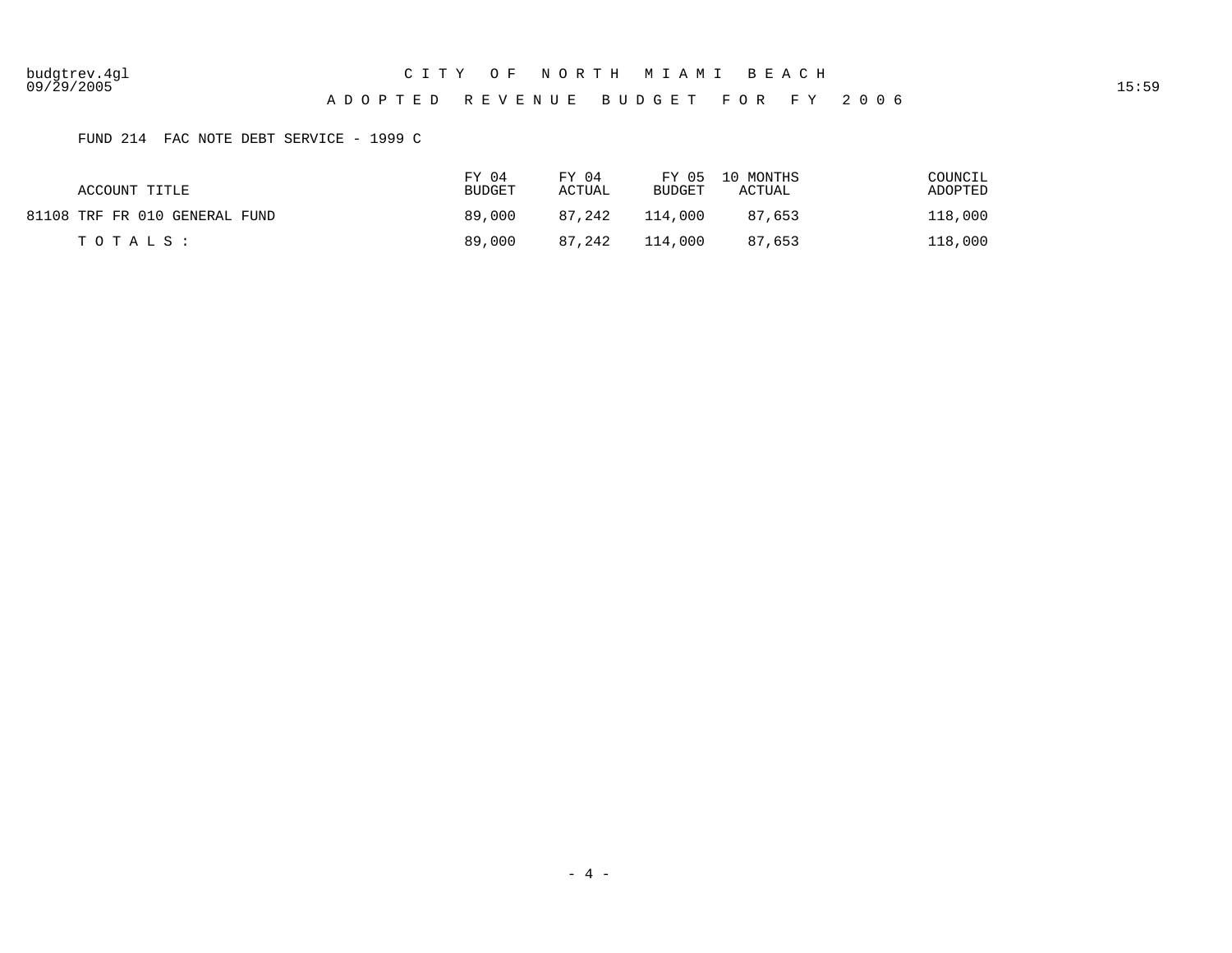budgtrev.4gl
09/29/2005

# CITY OF NORTH MIAMI BEACH

## ADOPTED REVENUE BUDGET FOR FY 2006

15:59

FUND 214 FAC NOTE DEBT SERVICE - 1999 C

| ACCOUNT TITLE | FY 04 BUDGET | FY 04 ACTUAL | FY 05 BUDGET | 10 MONTHS ACTUAL | COUNCIL ADOPTED |
|---|---|---|---|---|---|
| 81108 TRF FR 010 GENERAL FUND | 89,000 | 87,242 | 114,000 | 87,653 | 118,000 |
| T O T A L S : | 89,000 | 87,242 | 114,000 | 87,653 | 118,000 |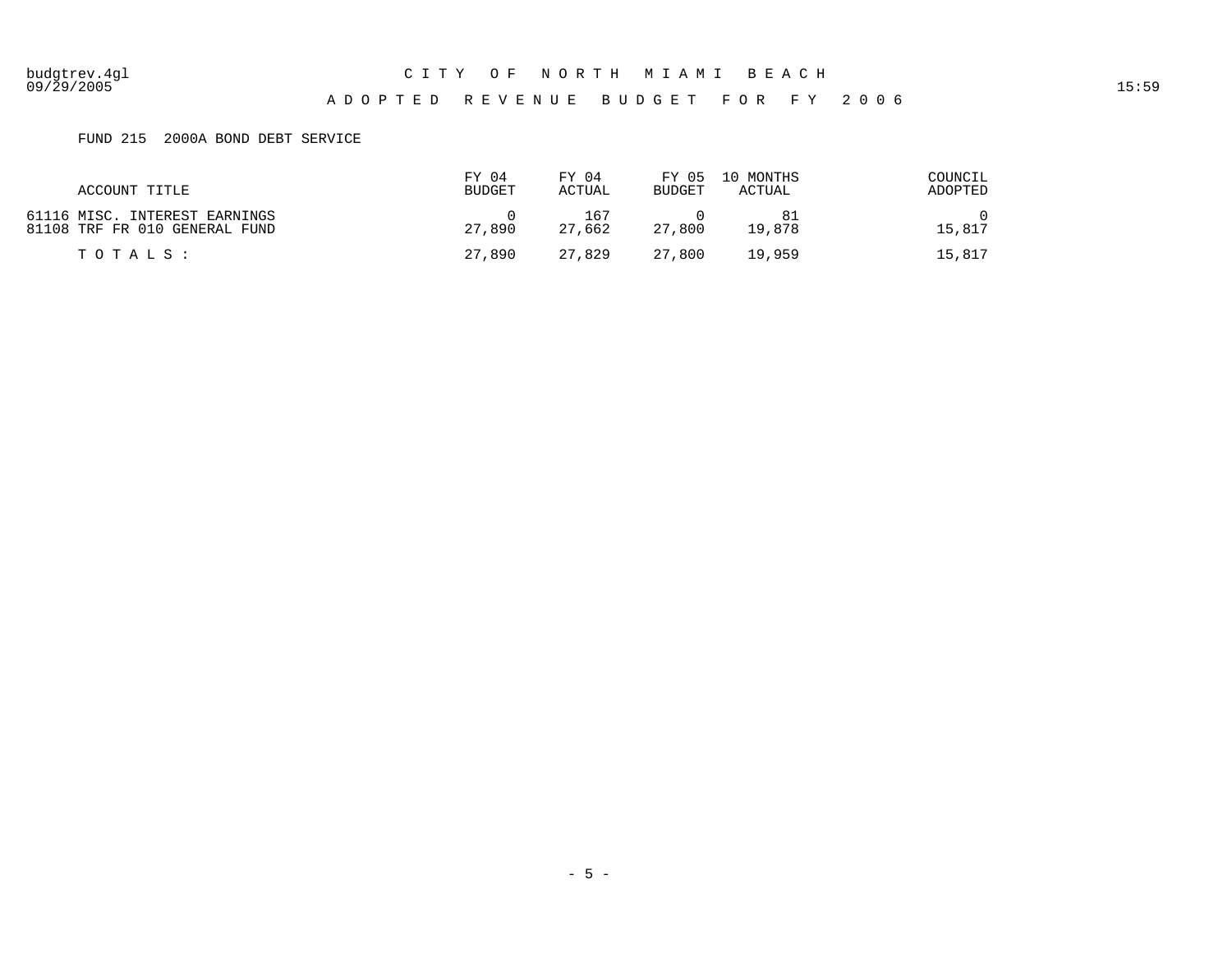budgtrev.4gl

09/29/2005

# CITY OF NORTH MIAMI BEACH

15:59

## ADOPTED REVENUE BUDGET FOR FY 2006

FUND 215 2000A BOND DEBT SERVICE

| ACCOUNT TITLE | FY 04 BUDGET | FY 04 ACTUAL | FY 05 BUDGET | 10 MONTHS ACTUAL | COUNCIL ADOPTED |
|---|---|---|---|---|---|
| 61116 MISC. INTEREST EARNINGS | 0 | 167 | 0 | 81 | 0 |
| 81108 TRF FR 010 GENERAL FUND | 27,890 | 27,662 | 27,800 | 19,878 | 15,817 |
| TOTALS: | 27,890 | 27,829 | 27,800 | 19,959 | 15,817 |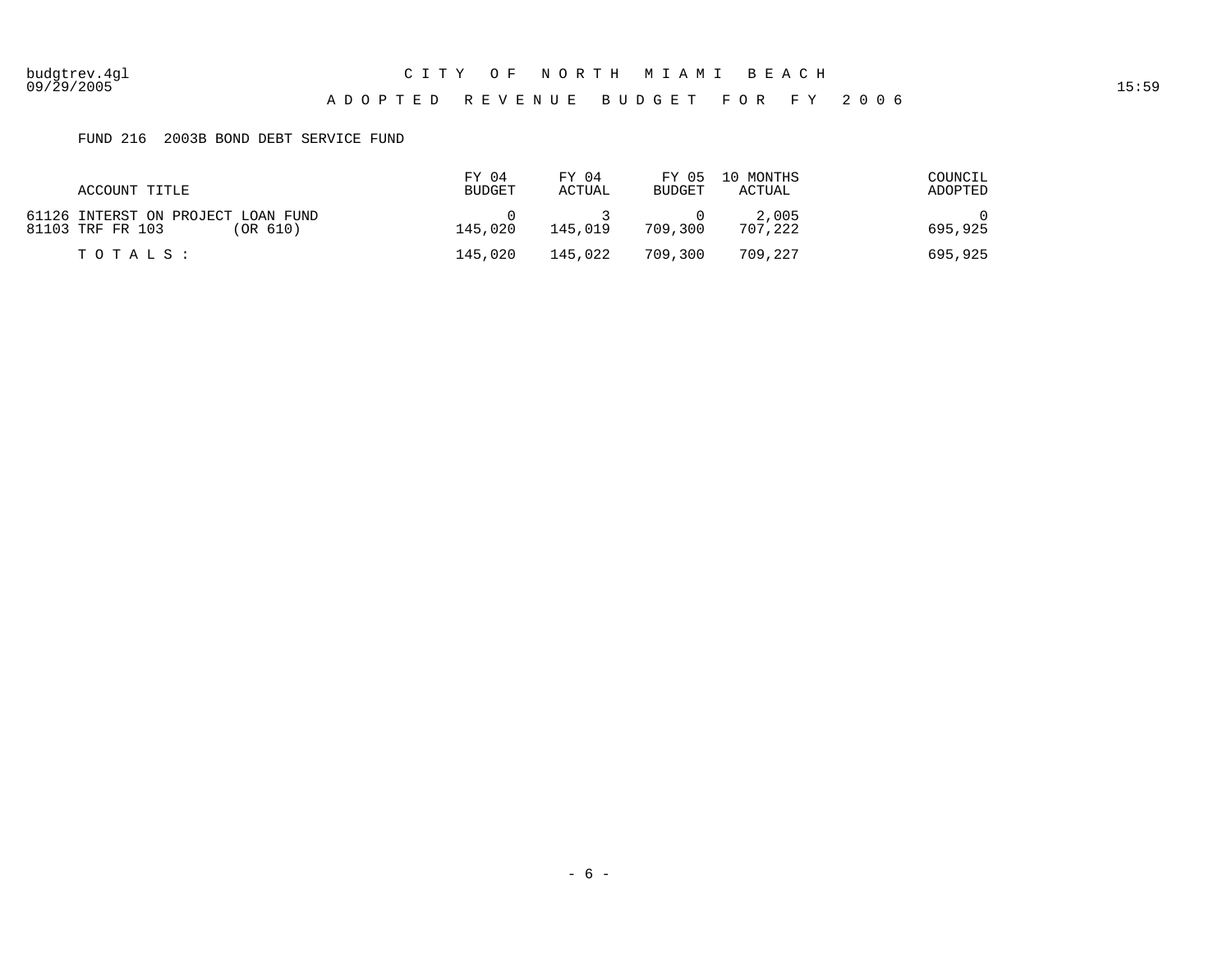CITY OF NORTH MIAMI BEACH

ADOPTED REVENUE BUDGET FOR FY 2006

FUND 216 2003B BOND DEBT SERVICE FUND

| ACCOUNT TITLE | FY 04 BUDGET | FY 04 ACTUAL | FY 05 BUDGET | 10 MONTHS ACTUAL | COUNCIL ADOPTED |
|---|---|---|---|---|---|
| 61126 INTERST ON PROJECT LOAN FUND | 0 | 3 | 0 | 2,005 | 0 |
| 81103 TRF FR 103 (OR 610) | 145,020 | 145,019 | 709,300 | 707,222 | 695,925 |
| T O T A L S : | 145,020 | 145,022 | 709,300 | 709,227 | 695,925 |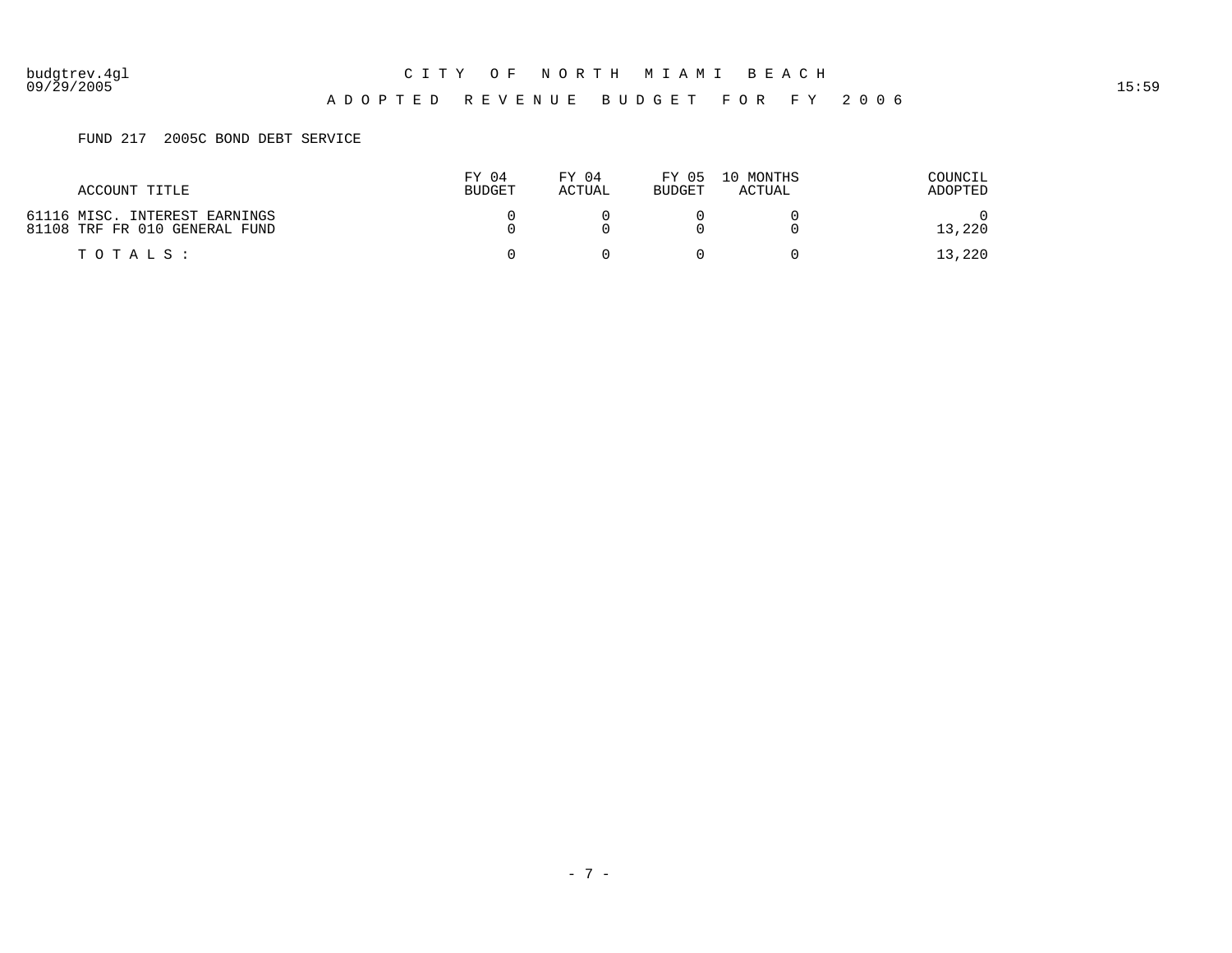# CITY OF NORTH MIAMI BEACH

## ADOPTED REVENUE BUDGET FOR FY 2006

budgtrev.4gl
09/29/2005
15:59

FUND 217 2005C BOND DEBT SERVICE

| ACCOUNT TITLE | FY 04 BUDGET | FY 04 ACTUAL | FY 05 BUDGET | 10 MONTHS ACTUAL | COUNCIL ADOPTED |
|---|---|---|---|---|---|
| 61116 MISC. INTEREST EARNINGS | 0 | 0 | 0 | 0 | 0 |
| 81108 TRF FR 010 GENERAL FUND | 0 | 0 | 0 | 0 | 13,220 |
| T O T A L S : | 0 | 0 | 0 | 0 | 13,220 |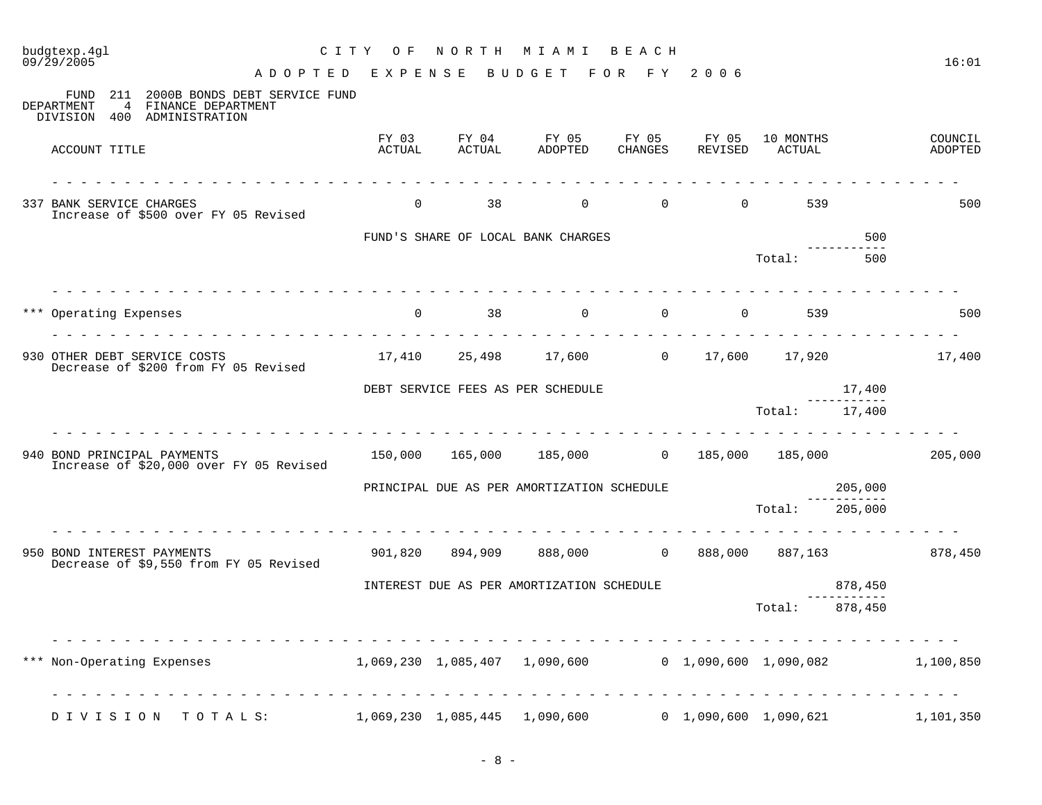budgtexp.4gl
09/29/2005

# CITY OF NORTH MIAMI BEACH

## ADOPTED EXPENSE BUDGET FOR FY 2006

16:01

FUND 211 2000B BONDS DEBT SERVICE FUND
DEPARTMENT 4 FINANCE DEPARTMENT
DIVISION 400 ADMINISTRATION

| ACCOUNT TITLE | FY 03 ACTUAL | FY 04 ACTUAL | FY 05 ADOPTED | FY 05 CHANGES | FY 05 REVISED | 10 MONTHS ACTUAL | | COUNCIL ADOPTED |
|---|---|---|---|---|---|---|---|---|
| 337 BANK SERVICE CHARGES<br>Increase of $500 over FY 05 Revised | 0 | 38 | 0 | 0 | 0 | 539 | | 500 |
| | FUND'S SHARE OF LOCAL BANK CHARGES | | | | | | 500 | |
| | | | | | | Total: | 500 | |
| *** Operating Expenses | 0 | 38 | 0 | 0 | 0 | 539 | | 500 |
| 930 OTHER DEBT SERVICE COSTS<br>Decrease of $200 from FY 05 Revised | 17,410 | 25,498 | 17,600 | 0 | 17,600 | 17,920 | | 17,400 |
| | DEBT SERVICE FEES AS PER SCHEDULE | | | | | | 17,400 | |
| | | | | | | Total: | 17,400 | |
| 940 BOND PRINCIPAL PAYMENTS<br>Increase of $20,000 over FY 05 Revised | 150,000 | 165,000 | 185,000 | 0 | 185,000 | 185,000 | | 205,000 |
| | PRINCIPAL DUE AS PER AMORTIZATION SCHEDULE | | | | | | 205,000 | |
| | | | | | | Total: | 205,000 | |
| 950 BOND INTEREST PAYMENTS<br>Decrease of $9,550 from FY 05 Revised | 901,820 | 894,909 | 888,000 | 0 | 888,000 | 887,163 | | 878,450 |
| | INTEREST DUE AS PER AMORTIZATION SCHEDULE | | | | | | 878,450 | |
| | | | | | | Total: | 878,450 | |
| *** Non-Operating Expenses | 1,069,230 | 1,085,407 | 1,090,600 | 0 | 1,090,600 | 1,090,082 | | 1,100,850 |
| DIVISION TOTALS: | 1,069,230 | 1,085,445 | 1,090,600 | 0 | 1,090,600 | 1,090,621 | | 1,101,350 |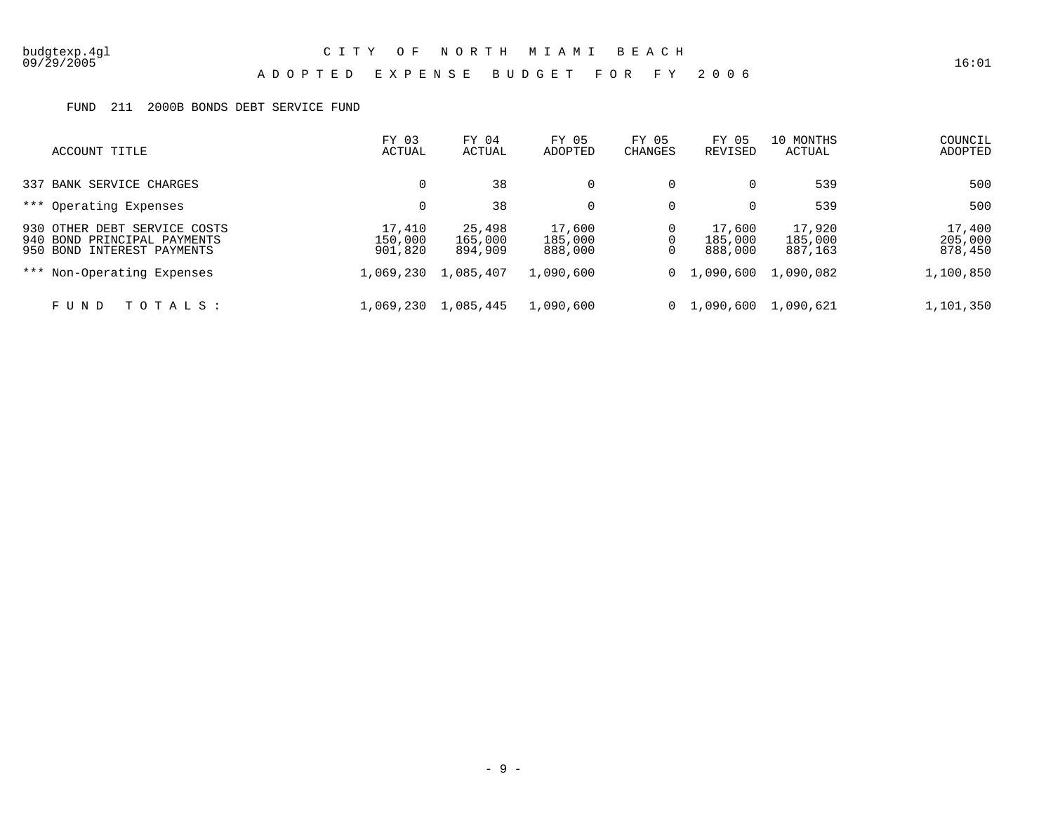# CITY OF NORTH MIAMI BEACH

## ADOPTED EXPENSE BUDGET FOR FY 2006

FUND 211 2000B BONDS DEBT SERVICE FUND

| ACCOUNT TITLE | FY 03 ACTUAL | FY 04 ACTUAL | FY 05 ADOPTED | FY 05 CHANGES | FY 05 REVISED | 10 MONTHS ACTUAL | COUNCIL ADOPTED |
|---|---|---|---|---|---|---|---|
| 337 BANK SERVICE CHARGES | 0 | 38 | 0 | 0 | 0 | 539 | 500 |
| *** Operating Expenses | 0 | 38 | 0 | 0 | 0 | 539 | 500 |
| 930 OTHER DEBT SERVICE COSTS | 17,410 | 25,498 | 17,600 | 0 | 17,600 | 17,920 | 17,400 |
| 940 BOND PRINCIPAL PAYMENTS | 150,000 | 165,000 | 185,000 | 0 | 185,000 | 185,000 | 205,000 |
| 950 BOND INTEREST PAYMENTS | 901,820 | 894,909 | 888,000 | 0 | 888,000 | 887,163 | 878,450 |
| *** Non-Operating Expenses | 1,069,230 | 1,085,407 | 1,090,600 | 0 | 1,090,600 | 1,090,082 | 1,100,850 |
| FUND TOTALS: | 1,069,230 | 1,085,445 | 1,090,600 | 0 | 1,090,600 | 1,090,621 | 1,101,350 |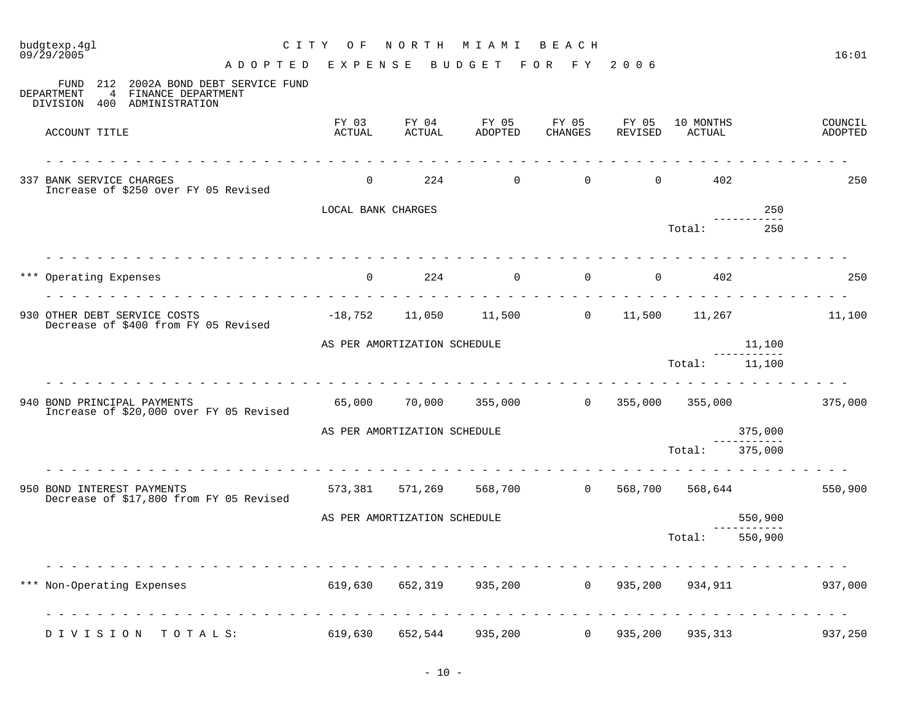budgtexp.4gl 09/29/2005

# CITY OF NORTH MIAMI BEACH

## ADOPTED EXPENSE BUDGET FOR FY 2006

16:01

FUND 212 2002A BOND DEBT SERVICE FUND
DEPARTMENT 4 FINANCE DEPARTMENT
DIVISION 400 ADMINISTRATION

| ACCOUNT TITLE | FY 03 ACTUAL | FY 04 ACTUAL | FY 05 ADOPTED | FY 05 CHANGES | FY 05 REVISED | 10 MONTHS ACTUAL | | COUNCIL ADOPTED |
|---|---|---|---|---|---|---|---|---|
| 337 BANK SERVICE CHARGES<br>Increase of $250 over FY 05 Revised | 0 | 224 | 0 | 0 | 0 | 402 | | 250 |
| | LOCAL BANK CHARGES | | | | | | 250 | |
| | | | | | | Total: | 250 | |
| *** Operating Expenses | 0 | 224 | 0 | 0 | 0 | 402 | | 250 |
| 930 OTHER DEBT SERVICE COSTS<br>Decrease of $400 from FY 05 Revised | -18,752 | 11,050 | 11,500 | 0 | 11,500 | 11,267 | | 11,100 |
| | AS PER AMORTIZATION SCHEDULE | | | | | | 11,100 | |
| | | | | | | Total: | 11,100 | |
| 940 BOND PRINCIPAL PAYMENTS<br>Increase of $20,000 over FY 05 Revised | 65,000 | 70,000 | 355,000 | 0 | 355,000 | 355,000 | | 375,000 |
| | AS PER AMORTIZATION SCHEDULE | | | | | | 375,000 | |
| | | | | | | Total: | 375,000 | |
| 950 BOND INTEREST PAYMENTS<br>Decrease of $17,800 from FY 05 Revised | 573,381 | 571,269 | 568,700 | 0 | 568,700 | 568,644 | | 550,900 |
| | AS PER AMORTIZATION SCHEDULE | | | | | | 550,900 | |
| | | | | | | Total: | 550,900 | |
| *** Non-Operating Expenses | 619,630 | 652,319 | 935,200 | 0 | 935,200 | 934,911 | | 937,000 |
| DIVISION TOTALS: | 619,630 | 652,544 | 935,200 | 0 | 935,200 | 935,313 | | 937,250 |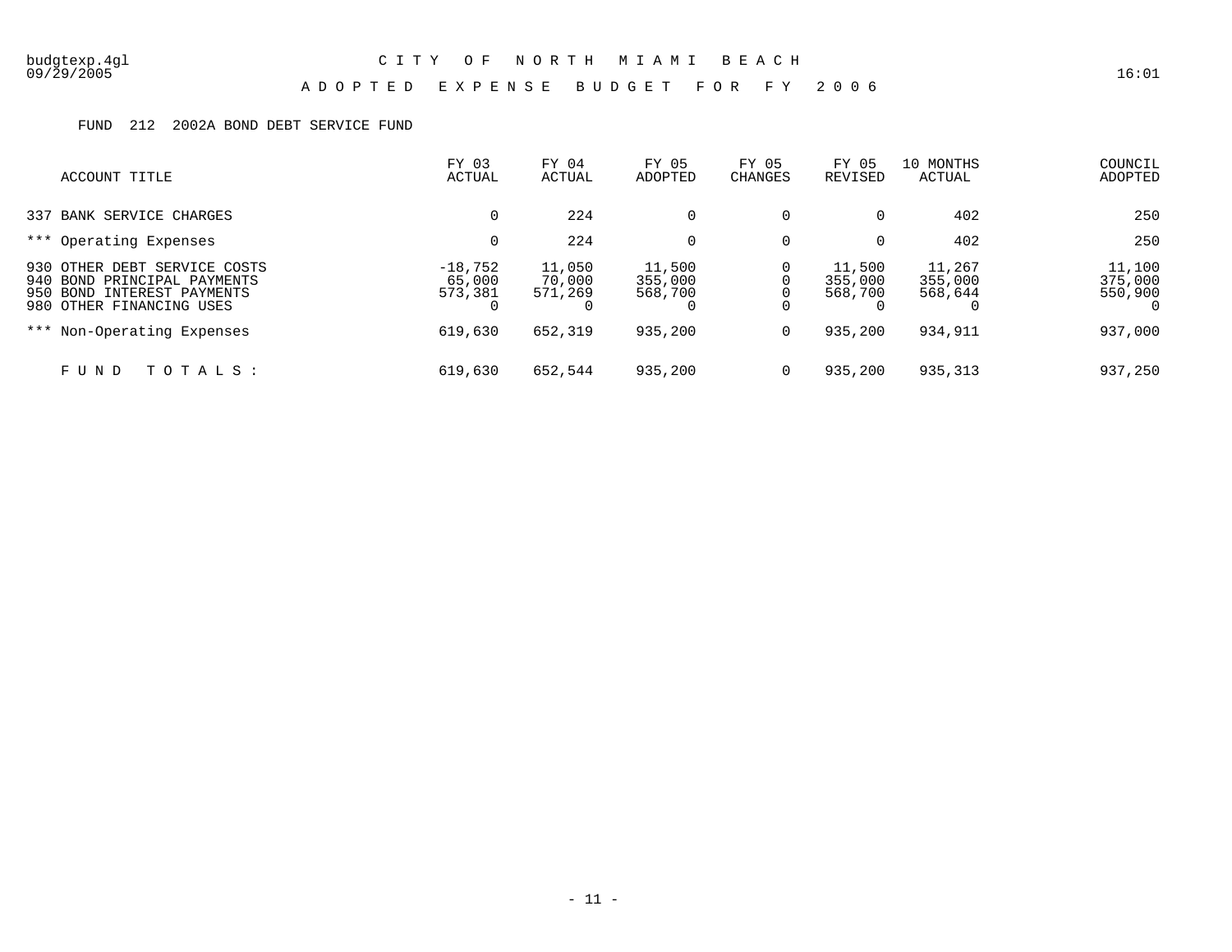budgtexp.4gl 09/29/2005

# CITY OF NORTH MIAMI BEACH

16:01

## ADOPTED EXPENSE BUDGET FOR FY 2006

FUND 212 2002A BOND DEBT SERVICE FUND

| ACCOUNT TITLE | FY 03 ACTUAL | FY 04 ACTUAL | FY 05 ADOPTED | FY 05 CHANGES | FY 05 REVISED | 10 MONTHS ACTUAL | COUNCIL ADOPTED |
|---|---|---|---|---|---|---|---|
| 337 BANK SERVICE CHARGES | 0 | 224 | 0 | 0 | 0 | 402 | 250 |
| *** Operating Expenses | 0 | 224 | 0 | 0 | 0 | 402 | 250 |
| 930 OTHER DEBT SERVICE COSTS | -18,752 | 11,050 | 11,500 | 0 | 11,500 | 11,267 | 11,100 |
| 940 BOND PRINCIPAL PAYMENTS | 65,000 | 70,000 | 355,000 | 0 | 355,000 | 355,000 | 375,000 |
| 950 BOND INTEREST PAYMENTS | 573,381 | 571,269 | 568,700 | 0 | 568,700 | 568,644 | 550,900 |
| 980 OTHER FINANCING USES | 0 | 0 | 0 | 0 | 0 | 0 | 0 |
| *** Non-Operating Expenses | 619,630 | 652,319 | 935,200 | 0 | 935,200 | 934,911 | 937,000 |
| FUND TOTALS: | 619,630 | 652,544 | 935,200 | 0 | 935,200 | 935,313 | 937,250 |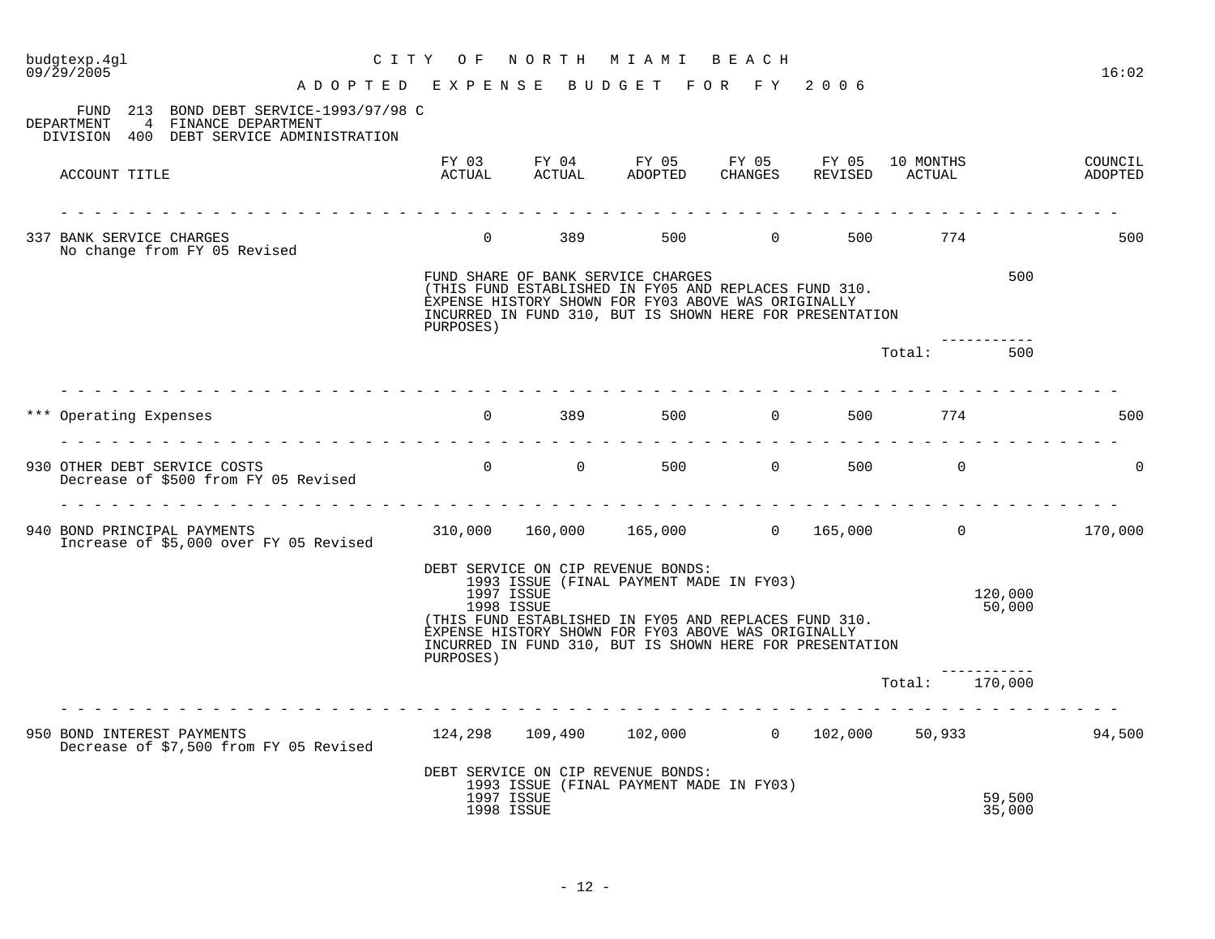CITY OF NORTH MIAMI BEACH

ADOPTED EXPENSE BUDGET FOR FY 2006

FUND 213 BOND DEBT SERVICE-1993/97/98 C
DEPARTMENT 4 FINANCE DEPARTMENT
DIVISION 400 DEBT SERVICE ADMINISTRATION

| ACCOUNT TITLE | FY 03 ACTUAL | FY 04 ACTUAL | FY 05 ADOPTED | FY 05 CHANGES | FY 05 REVISED | 10 MONTHS ACTUAL | | COUNCIL ADOPTED |
|---|---|---|---|---|---|---|---|---|
| 337 BANK SERVICE CHARGES<br>No change from FY 05 Revised | 0 | 389 | 500 | 0 | 500 | 774 | | 500 |
| | FUND SHARE OF BANK SERVICE CHARGES<br>(THIS FUND ESTABLISHED IN FY05 AND REPLACES FUND 310. EXPENSE HISTORY SHOWN FOR FY03 ABOVE WAS ORIGINALLY INCURRED IN FUND 310, BUT IS SHOWN HERE FOR PRESENTATION PURPOSES) | | | | | | 500 | |
| | | | | | | Total: | 500 | |
| *** Operating Expenses | 0 | 389 | 500 | 0 | 500 | 774 | | 500 |
| 930 OTHER DEBT SERVICE COSTS<br>Decrease of $500 from FY 05 Revised | 0 | 0 | 500 | 0 | 500 | 0 | | 0 |
| 940 BOND PRINCIPAL PAYMENTS<br>Increase of $5,000 over FY 05 Revised | 310,000 | 160,000 | 165,000 | 0 | 165,000 | 0 | | 170,000 |
| | DEBT SERVICE ON CIP REVENUE BONDS:<br>1993 ISSUE (FINAL PAYMENT MADE IN FY03) | | | | | | | |
| | 1997 ISSUE | | | | | | 120,000 | |
| | 1998 ISSUE | | | | | | 50,000 | |
| | (THIS FUND ESTABLISHED IN FY05 AND REPLACES FUND 310. EXPENSE HISTORY SHOWN FOR FY03 ABOVE WAS ORIGINALLY INCURRED IN FUND 310, BUT IS SHOWN HERE FOR PRESENTATION PURPOSES) | | | | | | | |
| | | | | | | Total: | 170,000 | |
| 950 BOND INTEREST PAYMENTS<br>Decrease of $7,500 from FY 05 Revised | 124,298 | 109,490 | 102,000 | 0 | 102,000 | 50,933 | | 94,500 |
| | DEBT SERVICE ON CIP REVENUE BONDS:<br>1993 ISSUE (FINAL PAYMENT MADE IN FY03) | | | | | | | |
| | 1997 ISSUE | | | | | | 59,500 | |
| | 1998 ISSUE | | | | | | 35,000 | |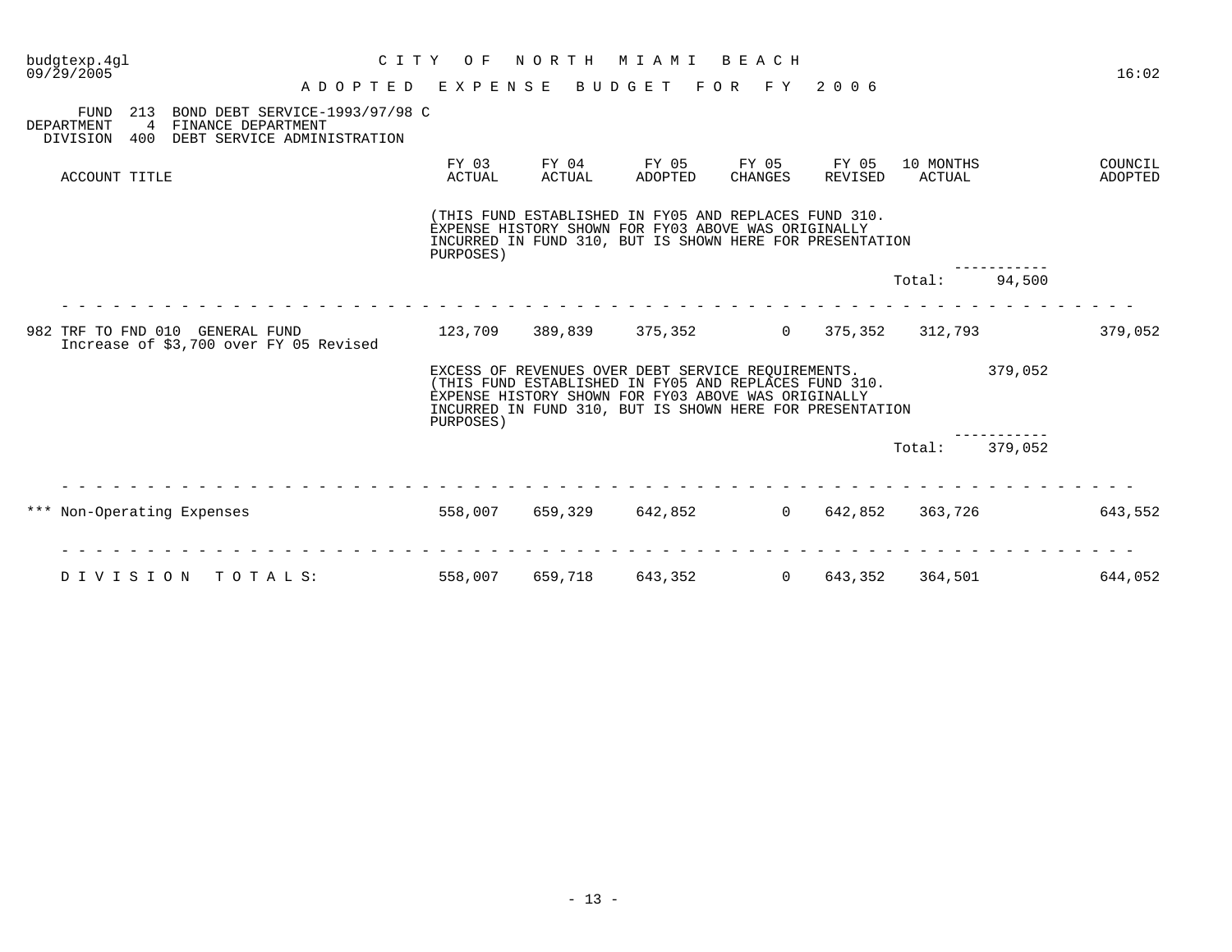budgtexp.4gl
09/29/2005

CITY OF NORTH MIAMI BEACH

16:02

ADOPTED EXPENSE BUDGET FOR FY 2006

FUND 213 BOND DEBT SERVICE-1993/97/98 C
DEPARTMENT 4 FINANCE DEPARTMENT
DIVISION 400 DEBT SERVICE ADMINISTRATION

| ACCOUNT TITLE | FY 03 ACTUAL | FY 04 ACTUAL | FY 05 ADOPTED | FY 05 CHANGES | FY 05 REVISED | 10 MONTHS ACTUAL | | COUNCIL ADOPTED |
|---|---|---|---|---|---|---|---|---|
| | (THIS FUND ESTABLISHED IN FY05 AND REPLACES FUND 310. EXPENSE HISTORY SHOWN FOR FY03 ABOVE WAS ORIGINALLY INCURRED IN FUND 310, BUT IS SHOWN HERE FOR PRESENTATION PURPOSES) | | | | | | | |
| | | | | | | Total: | 94,500 | |
| 982 TRF TO FND 010 GENERAL FUND<br>Increase of $3,700 over FY 05 Revised | 123,709 | 389,839 | 375,352 | 0 | 375,352 | 312,793 | | 379,052 |
| | EXCESS OF REVENUES OVER DEBT SERVICE REQUIREMENTS. (THIS FUND ESTABLISHED IN FY05 AND REPLACES FUND 310. EXPENSE HISTORY SHOWN FOR FY03 ABOVE WAS ORIGINALLY INCURRED IN FUND 310, BUT IS SHOWN HERE FOR PRESENTATION PURPOSES) | | | | | | 379,052 | |
| | | | | | | Total: | 379,052 | |
| *** Non-Operating Expenses | 558,007 | 659,329 | 642,852 | 0 | 642,852 | 363,726 | | 643,552 |
| DIVISION TOTALS: | 558,007 | 659,718 | 643,352 | 0 | 643,352 | 364,501 | | 644,052 |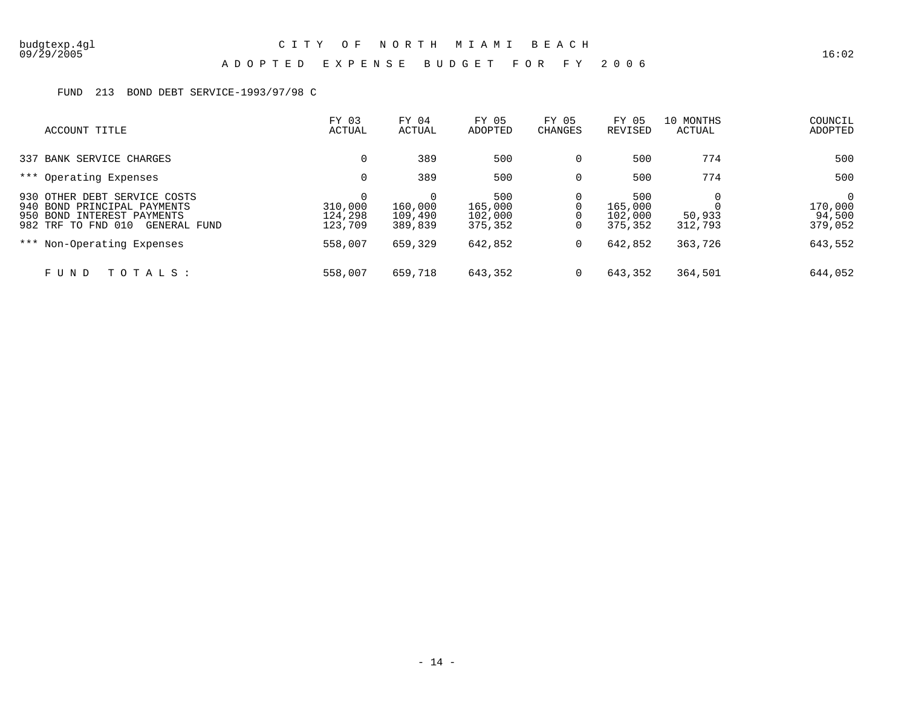# CITY OF NORTH MIAMI BEACH

## ADOPTED EXPENSE BUDGET FOR FY 2006

FUND 213 BOND DEBT SERVICE-1993/97/98 C

| ACCOUNT TITLE | FY 03 ACTUAL | FY 04 ACTUAL | FY 05 ADOPTED | FY 05 CHANGES | FY 05 REVISED | 10 MONTHS ACTUAL | COUNCIL ADOPTED |
|---|---|---|---|---|---|---|---|
| 337 BANK SERVICE CHARGES | 0 | 389 | 500 | 0 | 500 | 774 | 500 |
| *** Operating Expenses | 0 | 389 | 500 | 0 | 500 | 774 | 500 |
| 930 OTHER DEBT SERVICE COSTS | 0 | 0 | 500 | 0 | 500 | 0 | 0 |
| 940 BOND PRINCIPAL PAYMENTS | 310,000 | 160,000 | 165,000 | 0 | 165,000 | 0 | 170,000 |
| 950 BOND INTEREST PAYMENTS | 124,298 | 109,490 | 102,000 | 0 | 102,000 | 50,933 | 94,500 |
| 982 TRF TO FND 010 GENERAL FUND | 123,709 | 389,839 | 375,352 | 0 | 375,352 | 312,793 | 379,052 |
| *** Non-Operating Expenses | 558,007 | 659,329 | 642,852 | 0 | 642,852 | 363,726 | 643,552 |
| FUND TOTALS: | 558,007 | 659,718 | 643,352 | 0 | 643,352 | 364,501 | 644,052 |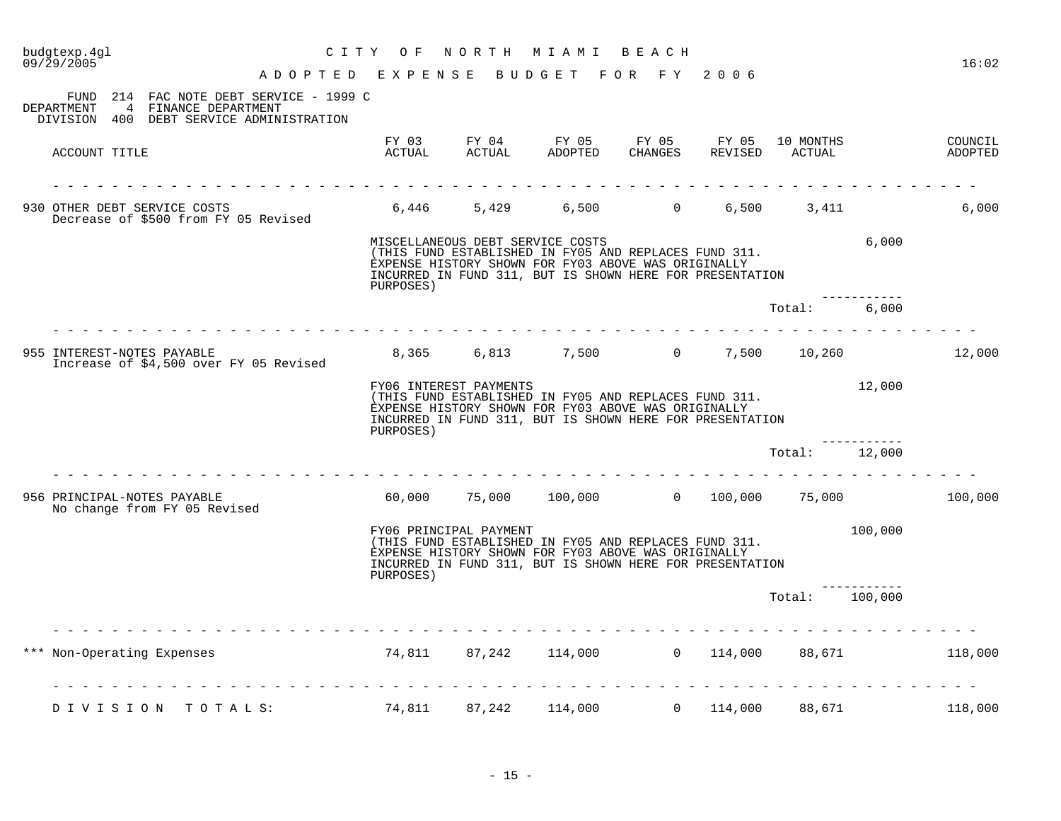budgtexp.4gl
09/29/2005

# CITY OF NORTH MIAMI BEACH

## ADOPTED EXPENSE BUDGET FOR FY 2006

16:02

FUND 214 FAC NOTE DEBT SERVICE - 1999 C
DEPARTMENT 4 FINANCE DEPARTMENT
DIVISION 400 DEBT SERVICE ADMINISTRATION

| ACCOUNT TITLE | FY 03 ACTUAL | FY 04 ACTUAL | FY 05 ADOPTED | FY 05 CHANGES | FY 05 REVISED | 10 MONTHS ACTUAL | | COUNCIL ADOPTED |
|---|---|---|---|---|---|---|---|---|
| 930 OTHER DEBT SERVICE COSTS<br>Decrease of $500 from FY 05 Revised | 6,446 | 5,429 | 6,500 | 0 | 6,500 | 3,411 | | 6,000 |
| | MISCELLANEOUS DEBT SERVICE COSTS<br>(THIS FUND ESTABLISHED IN FY05 AND REPLACES FUND 311. EXPENSE HISTORY SHOWN FOR FY03 ABOVE WAS ORIGINALLY INCURRED IN FUND 311, BUT IS SHOWN HERE FOR PRESENTATION PURPOSES) | | | | | | 6,000 | |
| | | | | | | Total: | 6,000 | |
| 955 INTEREST-NOTES PAYABLE<br>Increase of $4,500 over FY 05 Revised | 8,365 | 6,813 | 7,500 | 0 | 7,500 | 10,260 | | 12,000 |
| | FY06 INTEREST PAYMENTS<br>(THIS FUND ESTABLISHED IN FY05 AND REPLACES FUND 311. EXPENSE HISTORY SHOWN FOR FY03 ABOVE WAS ORIGINALLY INCURRED IN FUND 311, BUT IS SHOWN HERE FOR PRESENTATION PURPOSES) | | | | | | 12,000 | |
| | | | | | | Total: | 12,000 | |
| 956 PRINCIPAL-NOTES PAYABLE<br>No change from FY 05 Revised | 60,000 | 75,000 | 100,000 | 0 | 100,000 | 75,000 | | 100,000 |
| | FY06 PRINCIPAL PAYMENT<br>(THIS FUND ESTABLISHED IN FY05 AND REPLACES FUND 311. EXPENSE HISTORY SHOWN FOR FY03 ABOVE WAS ORIGINALLY INCURRED IN FUND 311, BUT IS SHOWN HERE FOR PRESENTATION PURPOSES) | | | | | | 100,000 | |
| | | | | | | Total: | 100,000 | |
| *** Non-Operating Expenses | 74,811 | 87,242 | 114,000 | 0 | 114,000 | 88,671 | | 118,000 |
| DIVISION TOTALS: | 74,811 | 87,242 | 114,000 | 0 | 114,000 | 88,671 | | 118,000 |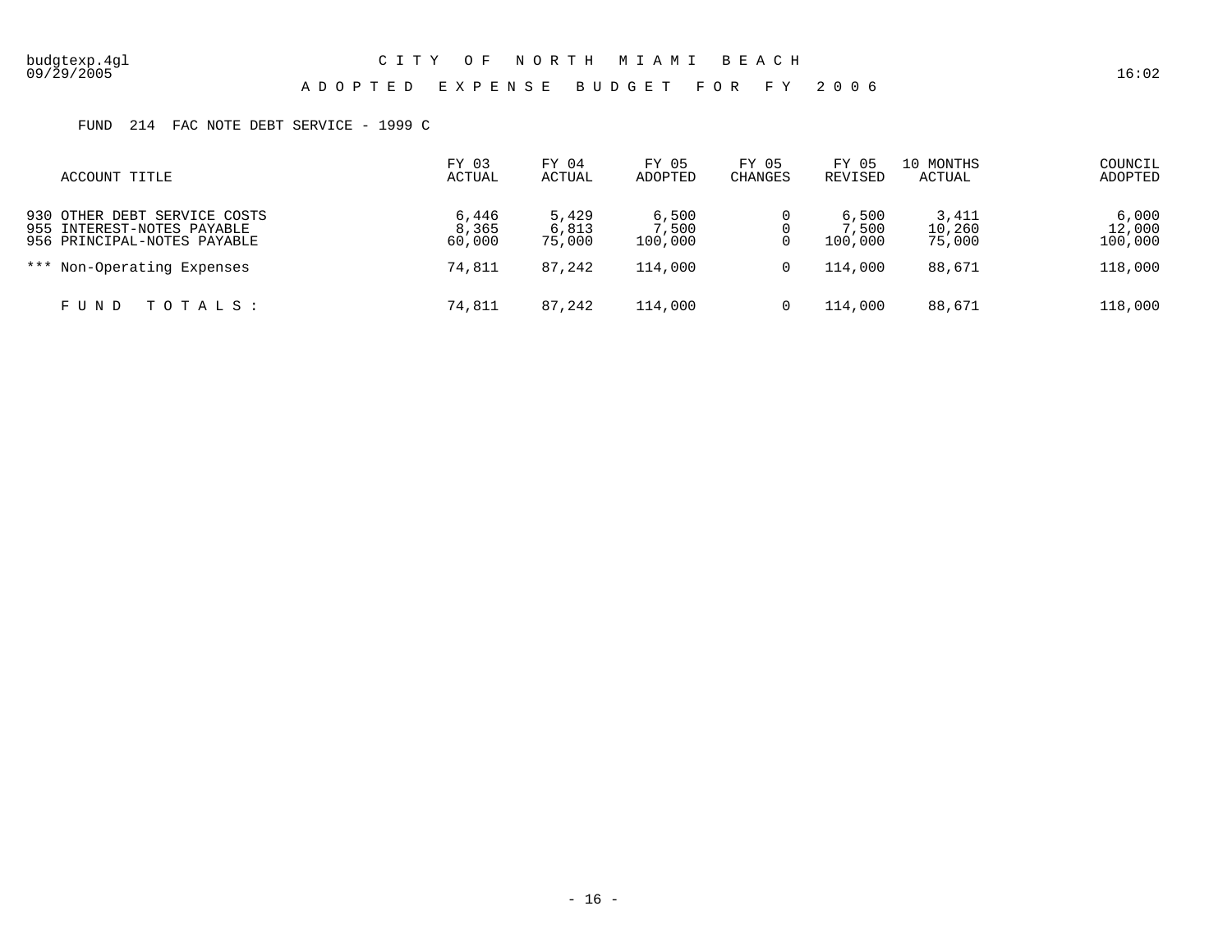# CITY OF NORTH MIAMI BEACH

## ADOPTED EXPENSE BUDGET FOR FY 2006

FUND 214 FAC NOTE DEBT SERVICE - 1999 C

| ACCOUNT TITLE | FY 03 ACTUAL | FY 04 ACTUAL | FY 05 ADOPTED | FY 05 CHANGES | FY 05 REVISED | 10 MONTHS ACTUAL | COUNCIL ADOPTED |
|---|---|---|---|---|---|---|---|
| 930 OTHER DEBT SERVICE COSTS | 6,446 | 5,429 | 6,500 | 0 | 6,500 | 3,411 | 6,000 |
| 955 INTEREST-NOTES PAYABLE | 8,365 | 6,813 | 7,500 | 0 | 7,500 | 10,260 | 12,000 |
| 956 PRINCIPAL-NOTES PAYABLE | 60,000 | 75,000 | 100,000 | 0 | 100,000 | 75,000 | 100,000 |
| *** Non-Operating Expenses | 74,811 | 87,242 | 114,000 | 0 | 114,000 | 88,671 | 118,000 |
| FUND TOTALS: | 74,811 | 87,242 | 114,000 | 0 | 114,000 | 88,671 | 118,000 |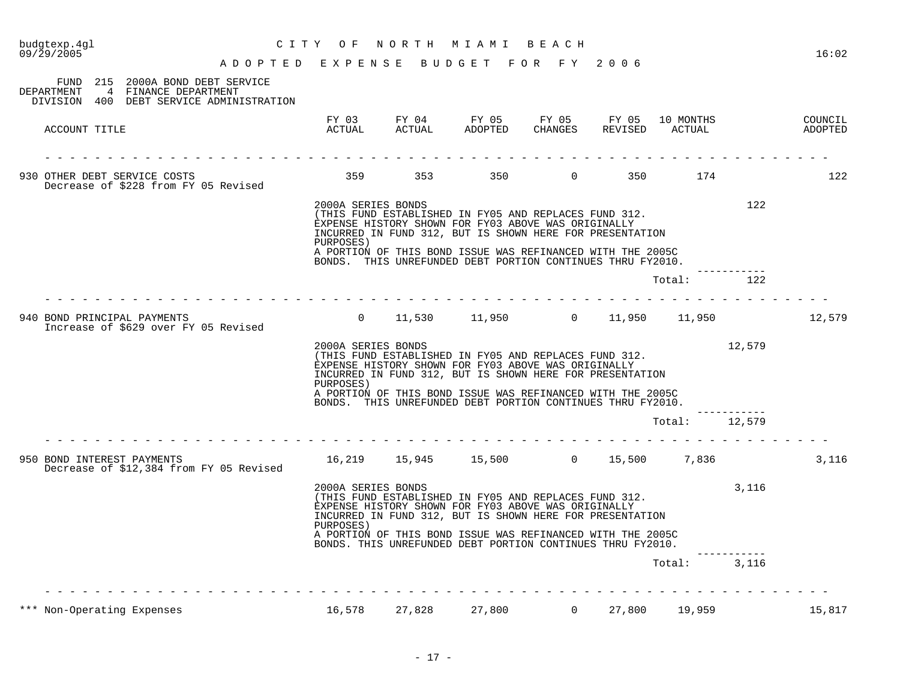CITY OF NORTH MIAMI BEACH

ADOPTED EXPENSE BUDGET FOR FY 2006

FUND 215 2000A BOND DEBT SERVICE
DEPARTMENT 4 FINANCE DEPARTMENT
DIVISION 400 DEBT SERVICE ADMINISTRATION

| ACCOUNT TITLE | FY 03 ACTUAL | FY 04 ACTUAL | FY 05 ADOPTED | FY 05 CHANGES | FY 05 REVISED | 10 MONTHS ACTUAL | | COUNCIL ADOPTED |
|---|---|---|---|---|---|---|---|---|
| 930 OTHER DEBT SERVICE COSTS<br>Decrease of $228 from FY 05 Revised | 359 | 353 | 350 | 0 | 350 | 174 | | 122 |
| | 2000A SERIES BONDS<br>(THIS FUND ESTABLISHED IN FY05 AND REPLACES FUND 312. EXPENSE HISTORY SHOWN FOR FY03 ABOVE WAS ORIGINALLY INCURRED IN FUND 312, BUT IS SHOWN HERE FOR PRESENTATION PURPOSES)<br>A PORTION OF THIS BOND ISSUE WAS REFINANCED WITH THE 2005C BONDS. THIS UNREFUNDED DEBT PORTION CONTINUES THRU FY2010. | | | | | | 122 | |
| | | | | | | Total: | 122 | |
| 940 BOND PRINCIPAL PAYMENTS<br>Increase of $629 over FY 05 Revised | 0 | 11,530 | 11,950 | 0 | 11,950 | 11,950 | | 12,579 |
| | 2000A SERIES BONDS<br>(THIS FUND ESTABLISHED IN FY05 AND REPLACES FUND 312. EXPENSE HISTORY SHOWN FOR FY03 ABOVE WAS ORIGINALLY INCURRED IN FUND 312, BUT IS SHOWN HERE FOR PRESENTATION PURPOSES)<br>A PORTION OF THIS BOND ISSUE WAS REFINANCED WITH THE 2005C BONDS. THIS UNREFUNDED DEBT PORTION CONTINUES THRU FY2010. | | | | | | 12,579 | |
| | | | | | | Total: | 12,579 | |
| 950 BOND INTEREST PAYMENTS<br>Decrease of $12,384 from FY 05 Revised | 16,219 | 15,945 | 15,500 | 0 | 15,500 | 7,836 | | 3,116 |
| | 2000A SERIES BONDS<br>(THIS FUND ESTABLISHED IN FY05 AND REPLACES FUND 312. EXPENSE HISTORY SHOWN FOR FY03 ABOVE WAS ORIGINALLY INCURRED IN FUND 312, BUT IS SHOWN HERE FOR PRESENTATION PURPOSES)<br>A PORTION OF THIS BOND ISSUE WAS REFINANCED WITH THE 2005C BONDS. THIS UNREFUNDED DEBT PORTION CONTINUES THRU FY2010. | | | | | | 3,116 | |
| | | | | | | Total: | 3,116 | |
| *** Non-Operating Expenses | 16,578 | 27,828 | 27,800 | 0 | 27,800 | 19,959 | | 15,817 |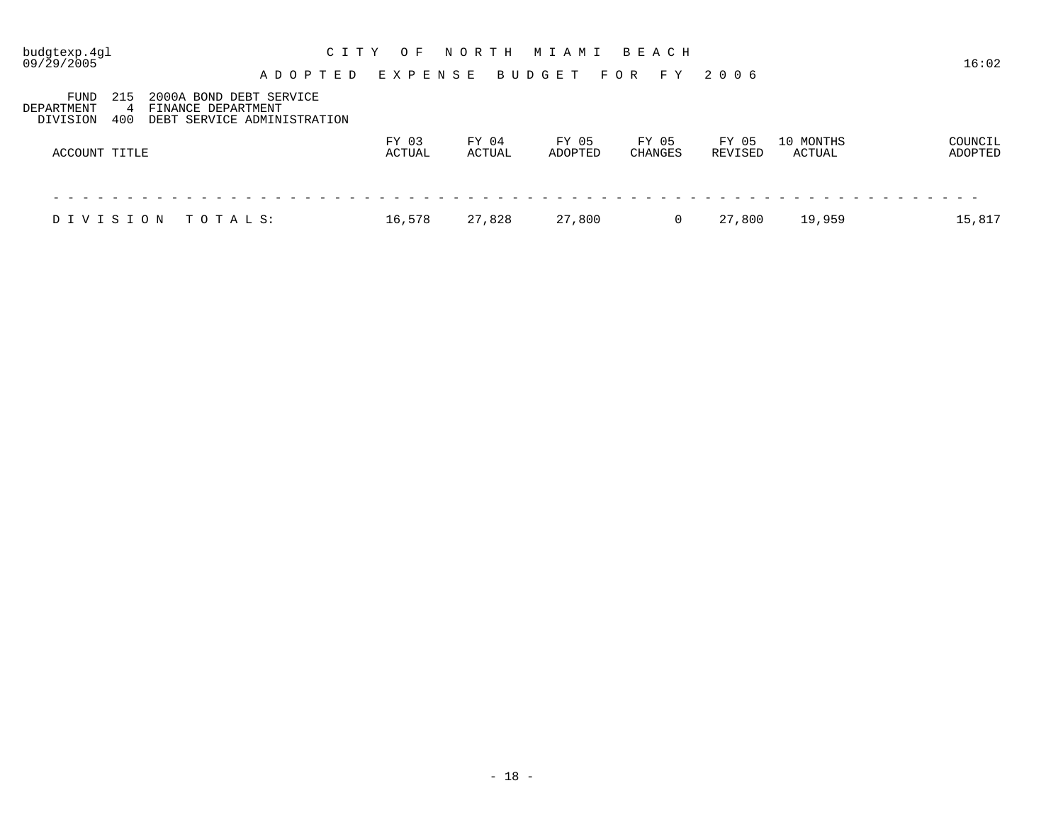budgtexp.4gl
09/29/2005

# CITY OF NORTH MIAMI BEACH

## ADOPTED EXPENSE BUDGET FOR FY 2006

16:02

FUND 215 2000A BOND DEBT SERVICE
DEPARTMENT 4 FINANCE DEPARTMENT
DIVISION 400 DEBT SERVICE ADMINISTRATION

| ACCOUNT TITLE | FY 03 ACTUAL | FY 04 ACTUAL | FY 05 ADOPTED | FY 05 CHANGES | FY 05 REVISED | 10 MONTHS ACTUAL | COUNCIL ADOPTED |
|---|---|---|---|---|---|---|---|
| DIVISION TOTALS: | 16,578 | 27,828 | 27,800 | 0 | 27,800 | 19,959 | 15,817 |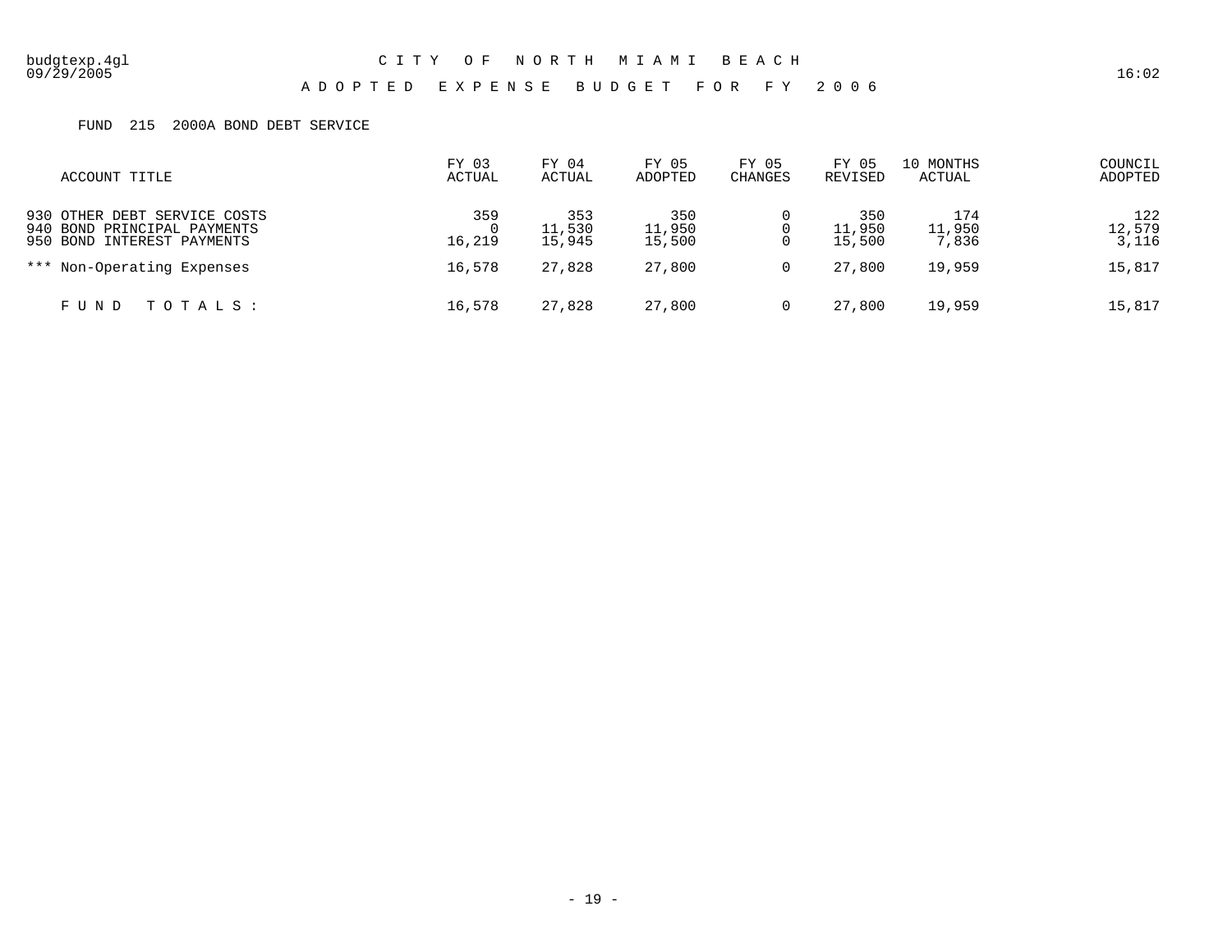budgtexp.4gl 09/29/2005

# CITY OF NORTH MIAMI BEACH

16:02

## ADOPTED EXPENSE BUDGET FOR FY 2006

FUND 215 2000A BOND DEBT SERVICE

| ACCOUNT TITLE | FY 03 ACTUAL | FY 04 ACTUAL | FY 05 ADOPTED | FY 05 CHANGES | FY 05 REVISED | 10 MONTHS ACTUAL | COUNCIL ADOPTED |
|---|---|---|---|---|---|---|---|
| 930 OTHER DEBT SERVICE COSTS | 359 | 353 | 350 | 0 | 350 | 174 | 122 |
| 940 BOND PRINCIPAL PAYMENTS | 0 | 11,530 | 11,950 | 0 | 11,950 | 11,950 | 12,579 |
| 950 BOND INTEREST PAYMENTS | 16,219 | 15,945 | 15,500 | 0 | 15,500 | 7,836 | 3,116 |
| *** Non-Operating Expenses | 16,578 | 27,828 | 27,800 | 0 | 27,800 | 19,959 | 15,817 |
| FUND TOTALS: | 16,578 | 27,828 | 27,800 | 0 | 27,800 | 19,959 | 15,817 |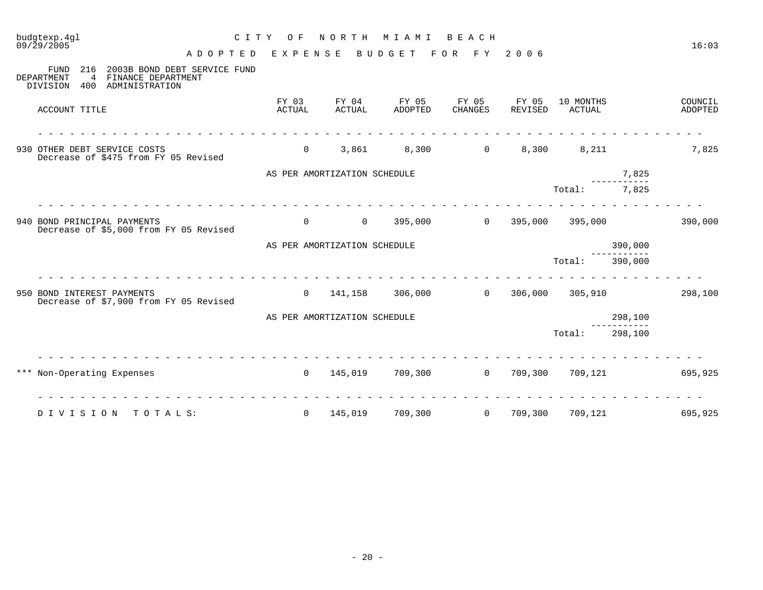budgtexp.4gl
09/29/2005

CITY OF NORTH MIAMI BEACH

ADOPTED EXPENSE BUDGET FOR FY 2006

16:03

FUND 216 2003B BOND DEBT SERVICE FUND
DEPARTMENT 4 FINANCE DEPARTMENT
DIVISION 400 ADMINISTRATION

| ACCOUNT TITLE | FY 03 ACTUAL | FY 04 ACTUAL | FY 05 ADOPTED | FY 05 CHANGES | FY 05 REVISED | 10 MONTHS ACTUAL | | COUNCIL ADOPTED |
|---|---|---|---|---|---|---|---|---|
| 930 OTHER DEBT SERVICE COSTS<br>Decrease of $475 from FY 05 Revised | 0 | 3,861 | 8,300 | 0 | 8,300 | 8,211 | | 7,825 |
| AS PER AMORTIZATION SCHEDULE | | | | | | | 7,825 | |
| | | | | | | Total: | 7,825 | |
| 940 BOND PRINCIPAL PAYMENTS<br>Decrease of $5,000 from FY 05 Revised | 0 | 0 | 395,000 | 0 | 395,000 | 395,000 | | 390,000 |
| AS PER AMORTIZATION SCHEDULE | | | | | | | 390,000 | |
| | | | | | | Total: | 390,000 | |
| 950 BOND INTEREST PAYMENTS<br>Decrease of $7,900 from FY 05 Revised | 0 | 141,158 | 306,000 | 0 | 306,000 | 305,910 | | 298,100 |
| AS PER AMORTIZATION SCHEDULE | | | | | | | 298,100 | |
| | | | | | | Total: | 298,100 | |
| *** Non-Operating Expenses | 0 | 145,019 | 709,300 | 0 | 709,300 | 709,121 | | 695,925 |
| DIVISION TOTALS: | 0 | 145,019 | 709,300 | 0 | 709,300 | 709,121 | | 695,925 |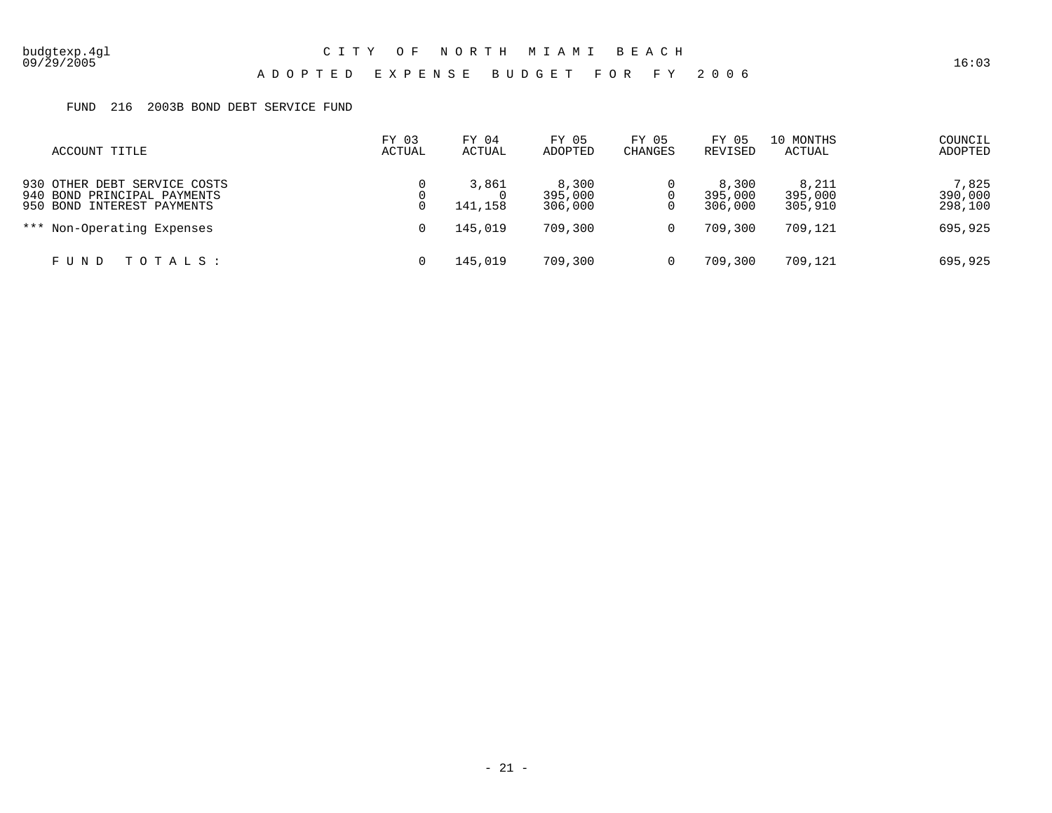budgtexp.4gl
09/29/2005

# CITY OF NORTH MIAMI BEACH

16:03

## ADOPTED EXPENSE BUDGET FOR FY 2006

FUND 216 2003B BOND DEBT SERVICE FUND

| ACCOUNT TITLE | FY 03 ACTUAL | FY 04 ACTUAL | FY 05 ADOPTED | FY 05 CHANGES | FY 05 REVISED | 10 MONTHS ACTUAL | COUNCIL ADOPTED |
|---|---|---|---|---|---|---|---|
| 930 OTHER DEBT SERVICE COSTS | 0 | 3,861 | 8,300 | 0 | 8,300 | 8,211 | 7,825 |
| 940 BOND PRINCIPAL PAYMENTS | 0 | 0 | 395,000 | 0 | 395,000 | 395,000 | 390,000 |
| 950 BOND INTEREST PAYMENTS | 0 | 141,158 | 306,000 | 0 | 306,000 | 305,910 | 298,100 |
| *** Non-Operating Expenses | 0 | 145,019 | 709,300 | 0 | 709,300 | 709,121 | 695,925 |
| FUND TOTALS: | 0 | 145,019 | 709,300 | 0 | 709,300 | 709,121 | 695,925 |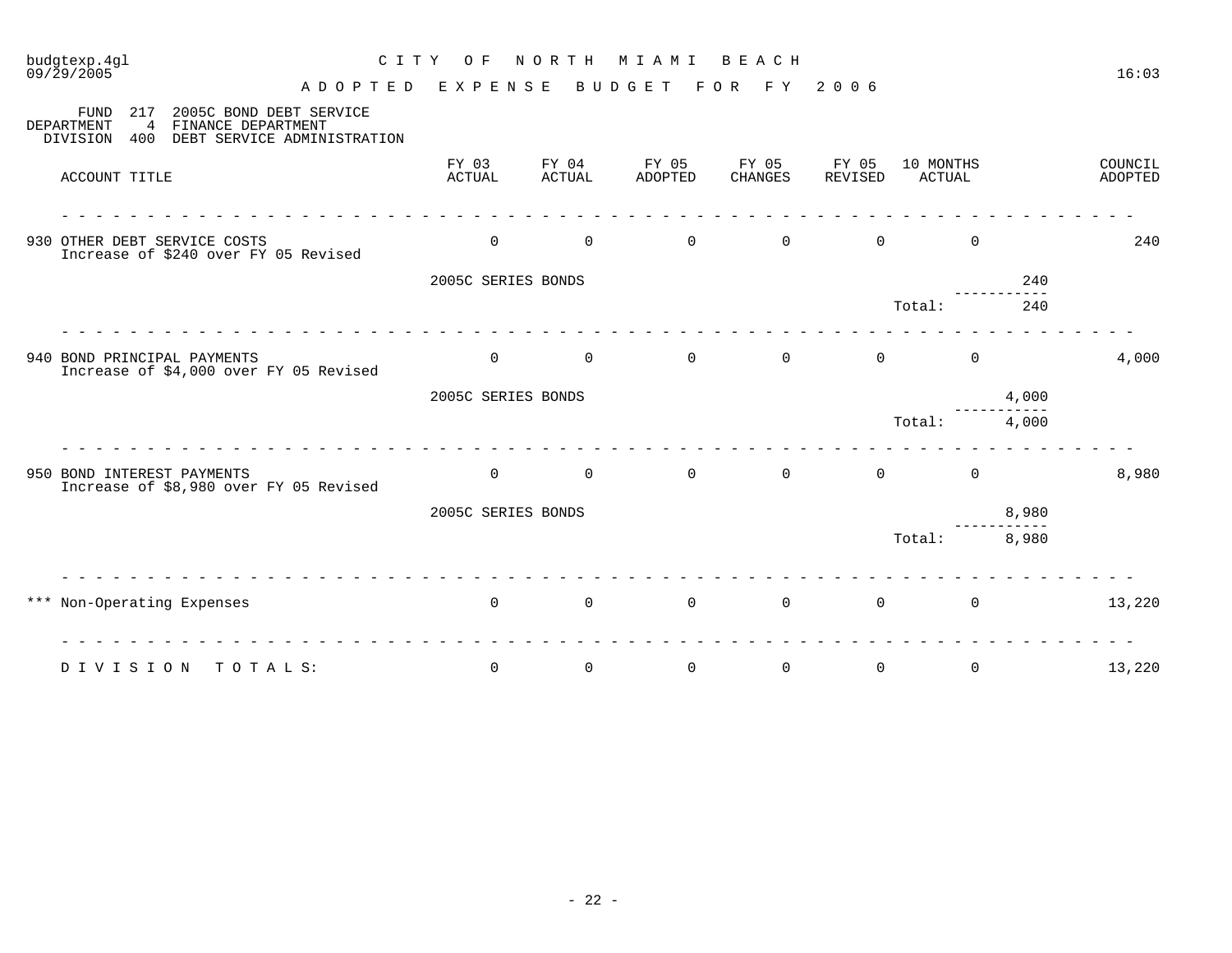budgtexp.4gl 09/29/2005

# CITY OF NORTH MIAMI BEACH

## ADOPTED EXPENSE BUDGET FOR FY 2006

16:03

FUND 217 2005C BOND DEBT SERVICE
DEPARTMENT 4 FINANCE DEPARTMENT
DIVISION 400 DEBT SERVICE ADMINISTRATION

| ACCOUNT TITLE | FY 03 ACTUAL | FY 04 ACTUAL | FY 05 ADOPTED | FY 05 CHANGES | FY 05 REVISED | 10 MONTHS ACTUAL | | COUNCIL ADOPTED |
|---|---|---|---|---|---|---|---|---|
| 930 OTHER DEBT SERVICE COSTS<br>Increase of $240 over FY 05 Revised | 0 | 0 | 0 | 0 | 0 | 0 | | 240 |
| | 2005C SERIES BONDS | | | | | | 240 | |
| | | | | | | Total: | 240 | |
| 940 BOND PRINCIPAL PAYMENTS<br>Increase of $4,000 over FY 05 Revised | 0 | 0 | 0 | 0 | 0 | 0 | | 4,000 |
| | 2005C SERIES BONDS | | | | | | 4,000 | |
| | | | | | | Total: | 4,000 | |
| 950 BOND INTEREST PAYMENTS<br>Increase of $8,980 over FY 05 Revised | 0 | 0 | 0 | 0 | 0 | 0 | | 8,980 |
| | 2005C SERIES BONDS | | | | | | 8,980 | |
| | | | | | | Total: | 8,980 | |
| *** Non-Operating Expenses | 0 | 0 | 0 | 0 | 0 | 0 | | 13,220 |
| DIVISION TOTALS: | 0 | 0 | 0 | 0 | 0 | 0 | | 13,220 |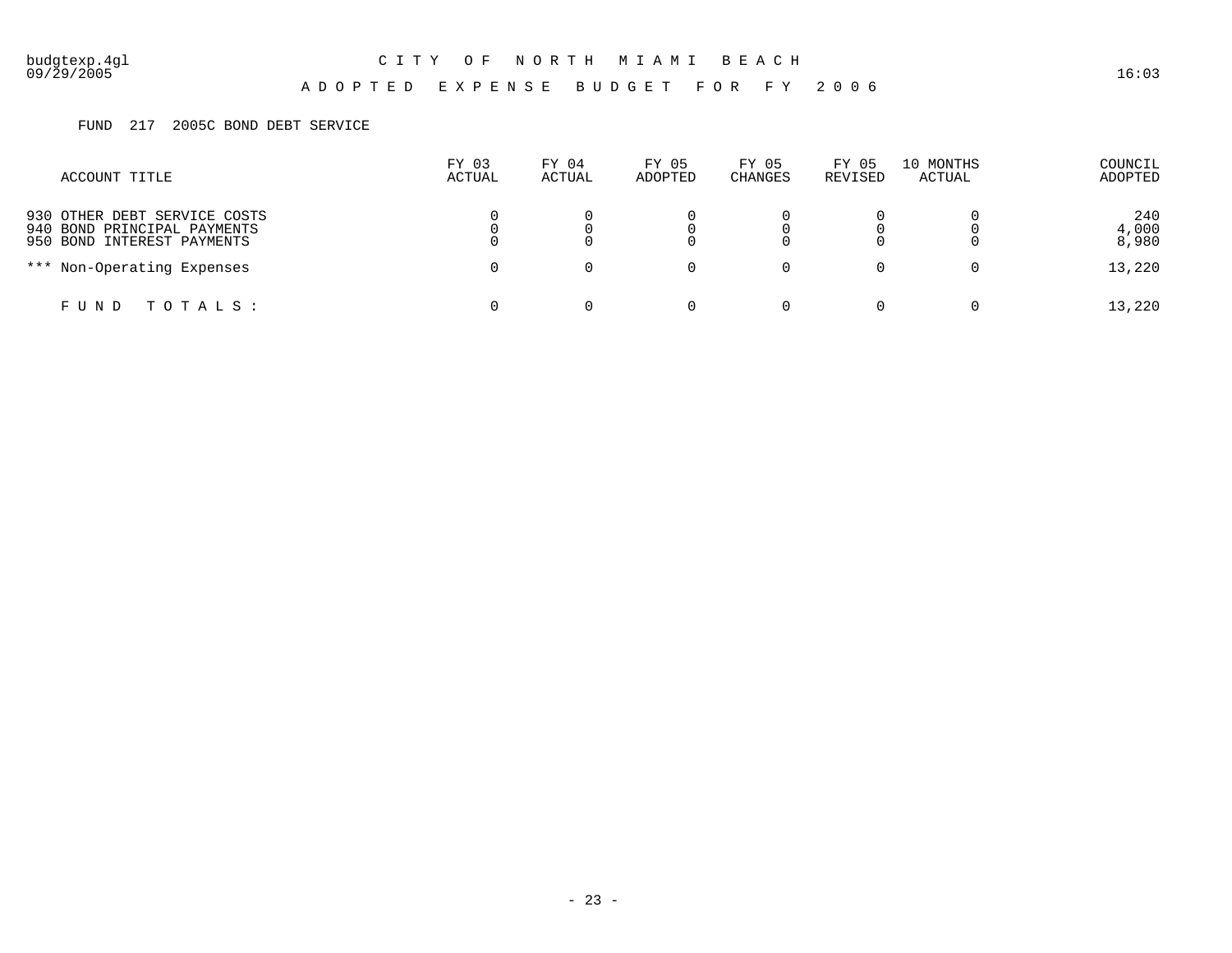budgtexp.4gl
09/29/2005

# CITY OF NORTH MIAMI BEACH

16:03

## ADOPTED EXPENSE BUDGET FOR FY 2006

FUND 217 2005C BOND DEBT SERVICE

| ACCOUNT TITLE | FY 03 ACTUAL | FY 04 ACTUAL | FY 05 ADOPTED | FY 05 CHANGES | FY 05 REVISED | 10 MONTHS ACTUAL | COUNCIL ADOPTED |
|---|---|---|---|---|---|---|---|
| 930 OTHER DEBT SERVICE COSTS | 0 | 0 | 0 | 0 | 0 | 0 | 240 |
| 940 BOND PRINCIPAL PAYMENTS | 0 | 0 | 0 | 0 | 0 | 0 | 4,000 |
| 950 BOND INTEREST PAYMENTS | 0 | 0 | 0 | 0 | 0 | 0 | 8,980 |
| *** Non-Operating Expenses | 0 | 0 | 0 | 0 | 0 | 0 | 13,220 |
| FUND TOTALS: | 0 | 0 | 0 | 0 | 0 | 0 | 13,220 |